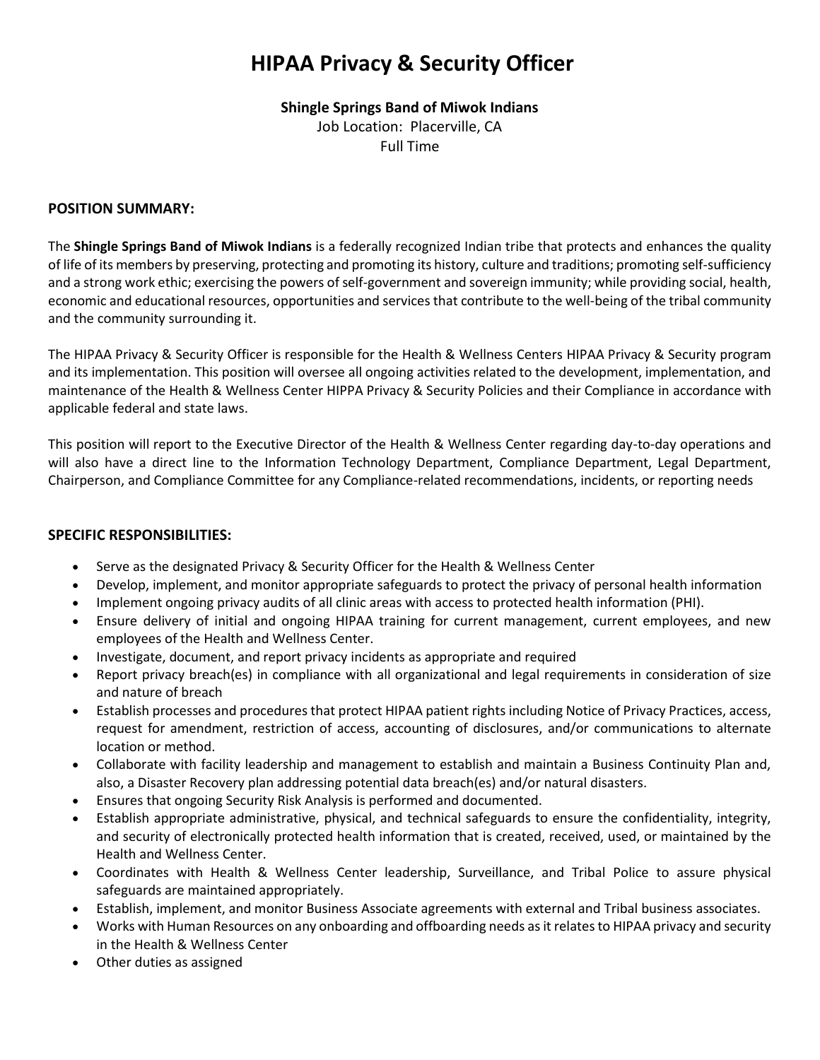# HIPAA Privacy & Security Officer

**Shingle Springs Band of Miwok Indians**
Job Location: Placerville, CA
Full Time

## POSITION SUMMARY:

The **Shingle Springs Band of Miwok Indians** is a federally recognized Indian tribe that protects and enhances the quality of life of its members by preserving, protecting and promoting its history, culture and traditions; promoting self-sufficiency and a strong work ethic; exercising the powers of self-government and sovereign immunity; while providing social, health, economic and educational resources, opportunities and services that contribute to the well-being of the tribal community and the community surrounding it.

The HIPAA Privacy & Security Officer is responsible for the Health & Wellness Centers HIPAA Privacy & Security program and its implementation. This position will oversee all ongoing activities related to the development, implementation, and maintenance of the Health & Wellness Center HIPPA Privacy & Security Policies and their Compliance in accordance with applicable federal and state laws.

This position will report to the Executive Director of the Health & Wellness Center regarding day-to-day operations and will also have a direct line to the Information Technology Department, Compliance Department, Legal Department, Chairperson, and Compliance Committee for any Compliance-related recommendations, incidents, or reporting needs

## SPECIFIC RESPONSIBILITIES:

- Serve as the designated Privacy & Security Officer for the Health & Wellness Center
- Develop, implement, and monitor appropriate safeguards to protect the privacy of personal health information
- Implement ongoing privacy audits of all clinic areas with access to protected health information (PHI).
- Ensure delivery of initial and ongoing HIPAA training for current management, current employees, and new employees of the Health and Wellness Center.
- Investigate, document, and report privacy incidents as appropriate and required
- Report privacy breach(es) in compliance with all organizational and legal requirements in consideration of size and nature of breach
- Establish processes and procedures that protect HIPAA patient rights including Notice of Privacy Practices, access, request for amendment, restriction of access, accounting of disclosures, and/or communications to alternate location or method.
- Collaborate with facility leadership and management to establish and maintain a Business Continuity Plan and, also, a Disaster Recovery plan addressing potential data breach(es) and/or natural disasters.
- Ensures that ongoing Security Risk Analysis is performed and documented.
- Establish appropriate administrative, physical, and technical safeguards to ensure the confidentiality, integrity, and security of electronically protected health information that is created, received, used, or maintained by the Health and Wellness Center.
- Coordinates with Health & Wellness Center leadership, Surveillance, and Tribal Police to assure physical safeguards are maintained appropriately.
- Establish, implement, and monitor Business Associate agreements with external and Tribal business associates.
- Works with Human Resources on any onboarding and offboarding needs as it relates to HIPAA privacy and security in the Health & Wellness Center
- Other duties as assigned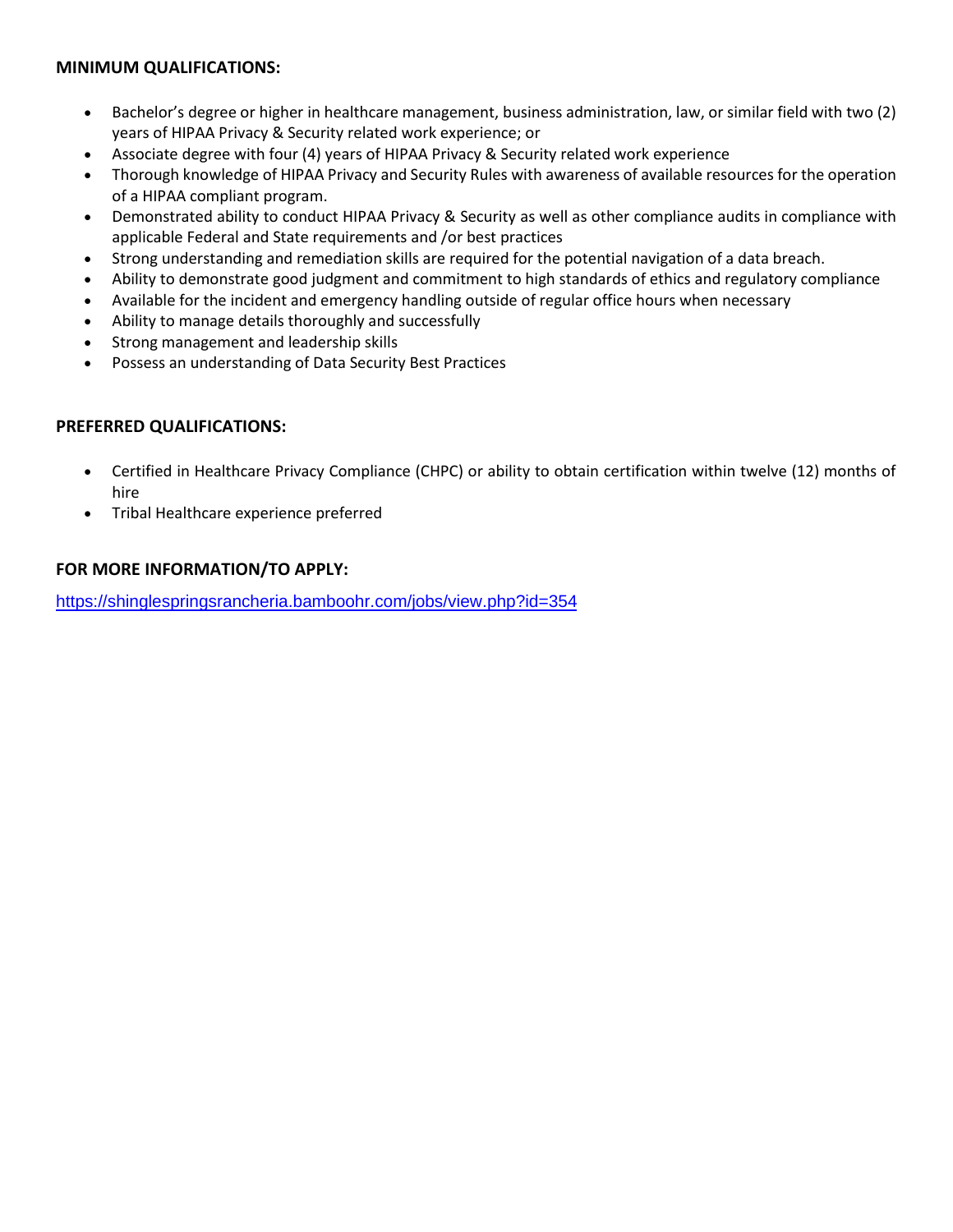**MINIMUM QUALIFICATIONS:**

- Bachelor's degree or higher in healthcare management, business administration, law, or similar field with two (2) years of HIPAA Privacy & Security related work experience; or
- Associate degree with four (4) years of HIPAA Privacy & Security related work experience
- Thorough knowledge of HIPAA Privacy and Security Rules with awareness of available resources for the operation of a HIPAA compliant program.
- Demonstrated ability to conduct HIPAA Privacy & Security as well as other compliance audits in compliance with applicable Federal and State requirements and /or best practices
- Strong understanding and remediation skills are required for the potential navigation of a data breach.
- Ability to demonstrate good judgment and commitment to high standards of ethics and regulatory compliance
- Available for the incident and emergency handling outside of regular office hours when necessary
- Ability to manage details thoroughly and successfully
- Strong management and leadership skills
- Possess an understanding of Data Security Best Practices

**PREFERRED QUALIFICATIONS:**

- Certified in Healthcare Privacy Compliance (CHPC) or ability to obtain certification within twelve (12) months of hire
- Tribal Healthcare experience preferred

**FOR MORE INFORMATION/TO APPLY:**

https://shinglespringsrancheria.bamboohr.com/jobs/view.php?id=354